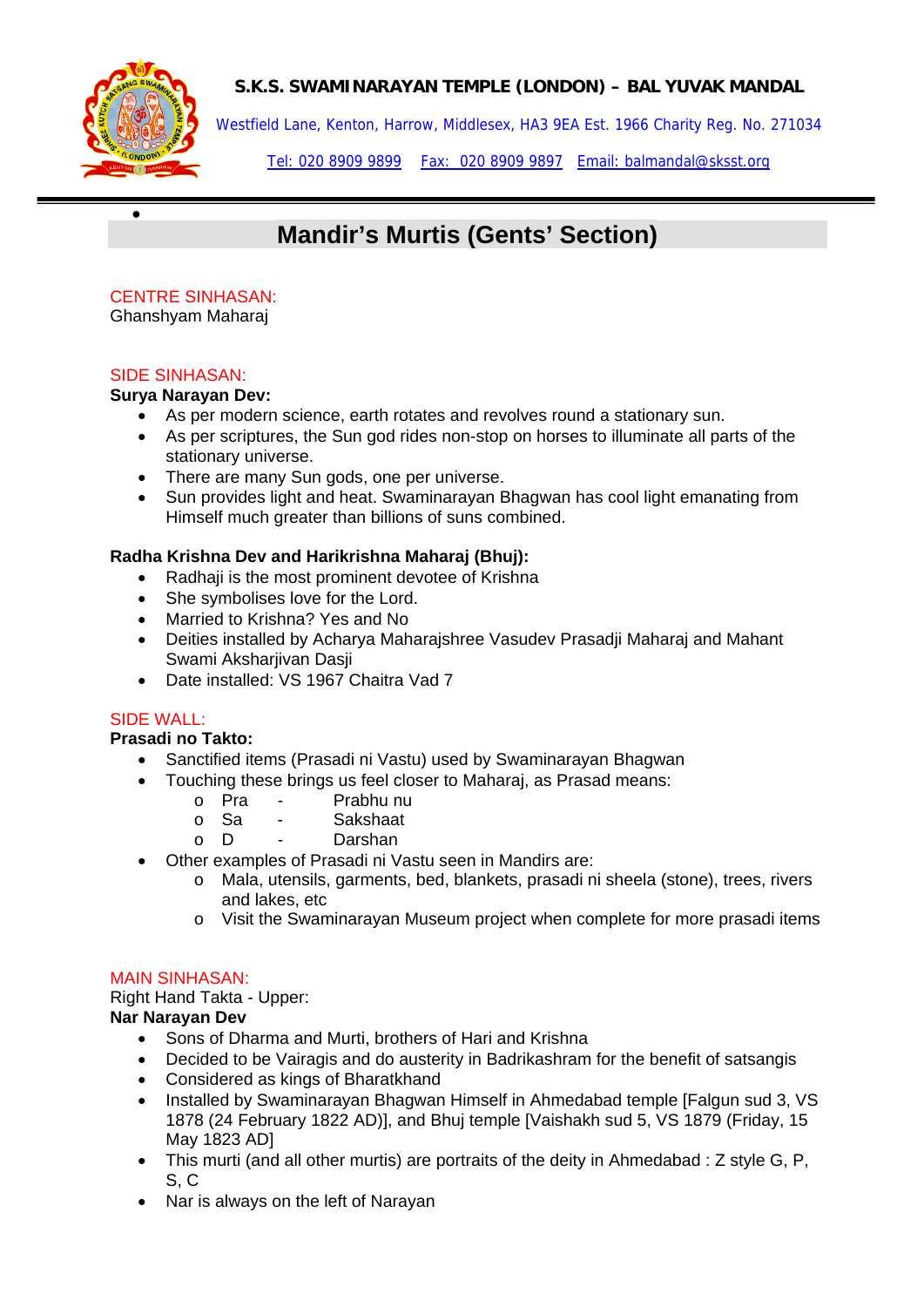**S.K.S. SWAMINARAYAN TEMPLE (LONDON) – BAL YUVAK MANDAL**

Westfield Lane, Kenton, Harrow, Middlesex, HA3 9EA Est. 1966 Charity Reg. No. 271034

Tel: 020 8909 9899 Fax: 020 8909 9897 Email: balmandal@sksst.org

# Mandir's Murtis (Gents' Section)

## CENTRE SINHASAN:

Ghanshyam Maharaj

## SIDE SINHASAN:

**Surya Narayan Dev:**

- As per modern science, earth rotates and revolves round a stationary sun.
- As per scriptures, the Sun god rides non-stop on horses to illuminate all parts of the stationary universe.
- There are many Sun gods, one per universe.
- Sun provides light and heat. Swaminarayan Bhagwan has cool light emanating from Himself much greater than billions of suns combined.

**Radha Krishna Dev and Harikrishna Maharaj (Bhuj):**

- Radhaji is the most prominent devotee of Krishna
- She symbolises love for the Lord.
- Married to Krishna? Yes and No
- Deities installed by Acharya Maharajshree Vasudev Prasadji Maharaj and Mahant Swami Aksharjivan Dasji
- Date installed: VS 1967 Chaitra Vad 7

## SIDE WALL:

**Prasadi no Takto:**

- Sanctified items (Prasadi ni Vastu) used by Swaminarayan Bhagwan
- Touching these brings us feel closer to Maharaj, as Prasad means:
  - Pra - Prabhu nu
  - Sa - Sakshaat
  - D - Darshan
- Other examples of Prasadi ni Vastu seen in Mandirs are:
  - Mala, utensils, garments, bed, blankets, prasadi ni sheela (stone), trees, rivers and lakes, etc
  - Visit the Swaminarayan Museum project when complete for more prasadi items

## MAIN SINHASAN:

Right Hand Takta - Upper:

**Nar Narayan Dev**

- Sons of Dharma and Murti, brothers of Hari and Krishna
- Decided to be Vairagis and do austerity in Badrikashram for the benefit of satsangis
- Considered as kings of Bharatkhand
- Installed by Swaminarayan Bhagwan Himself in Ahmedabad temple [Falgun sud 3, VS 1878 (24 February 1822 AD)], and Bhuj temple [Vaishakh sud 5, VS 1879 (Friday, 15 May 1823 AD]
- This murti (and all other murtis) are portraits of the deity in Ahmedabad : Z style G, P, S, C
- Nar is always on the left of Narayan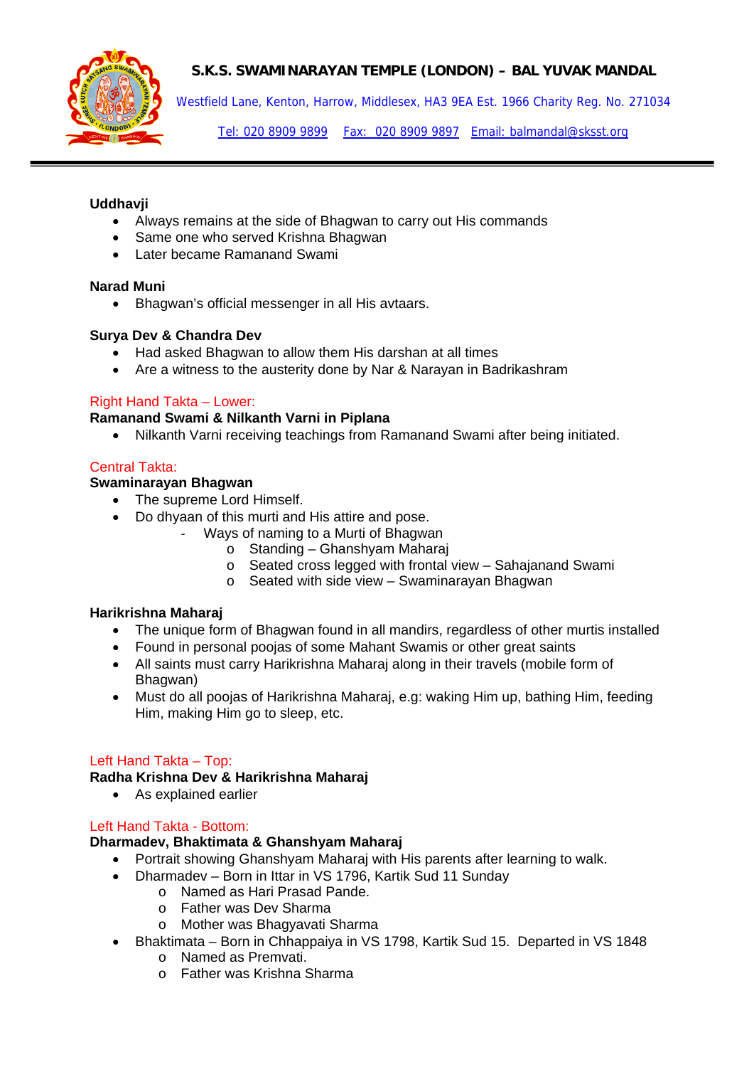**Uddhavji**

- Always remains at the side of Bhagwan to carry out His commands
- Same one who served Krishna Bhagwan
- Later became Ramanand Swami

**Narad Muni**

- Bhagwan's official messenger in all His avtaars.

**Surya Dev & Chandra Dev**

- Had asked Bhagwan to allow them His darshan at all times
- Are a witness to the austerity done by Nar & Narayan in Badrikashram

Right Hand Takta – Lower:

**Ramanand Swami & Nilkanth Varni in Piplana**

- Nilkanth Varni receiving teachings from Ramanand Swami after being initiated.

Central Takta:

**Swaminarayan Bhagwan**

- The supreme Lord Himself.
- Do dhyaan of this murti and His attire and pose.
  - Ways of naming to a Murti of Bhagwan
    - Standing – Ghanshyam Maharaj
    - Seated cross legged with frontal view – Sahajanand Swami
    - Seated with side view – Swaminarayan Bhagwan

**Harikrishna Maharaj**

- The unique form of Bhagwan found in all mandirs, regardless of other murtis installed
- Found in personal poojas of some Mahant Swamis or other great saints
- All saints must carry Harikrishna Maharaj along in their travels (mobile form of Bhagwan)
- Must do all poojas of Harikrishna Maharaj, e.g: waking Him up, bathing Him, feeding Him, making Him go to sleep, etc.

Left Hand Takta – Top:

**Radha Krishna Dev & Harikrishna Maharaj**

- As explained earlier

Left Hand Takta - Bottom:

**Dharmadev, Bhaktimata & Ghanshyam Maharaj**

- Portrait showing Ghanshyam Maharaj with His parents after learning to walk.
- Dharmadev – Born in Ittar in VS 1796, Kartik Sud 11 Sunday
  - Named as Hari Prasad Pande.
  - Father was Dev Sharma
  - Mother was Bhagyavati Sharma
- Bhaktimata – Born in Chhappaiya in VS 1798, Kartik Sud 15. Departed in VS 1848
  - Named as Premvati.
  - Father was Krishna Sharma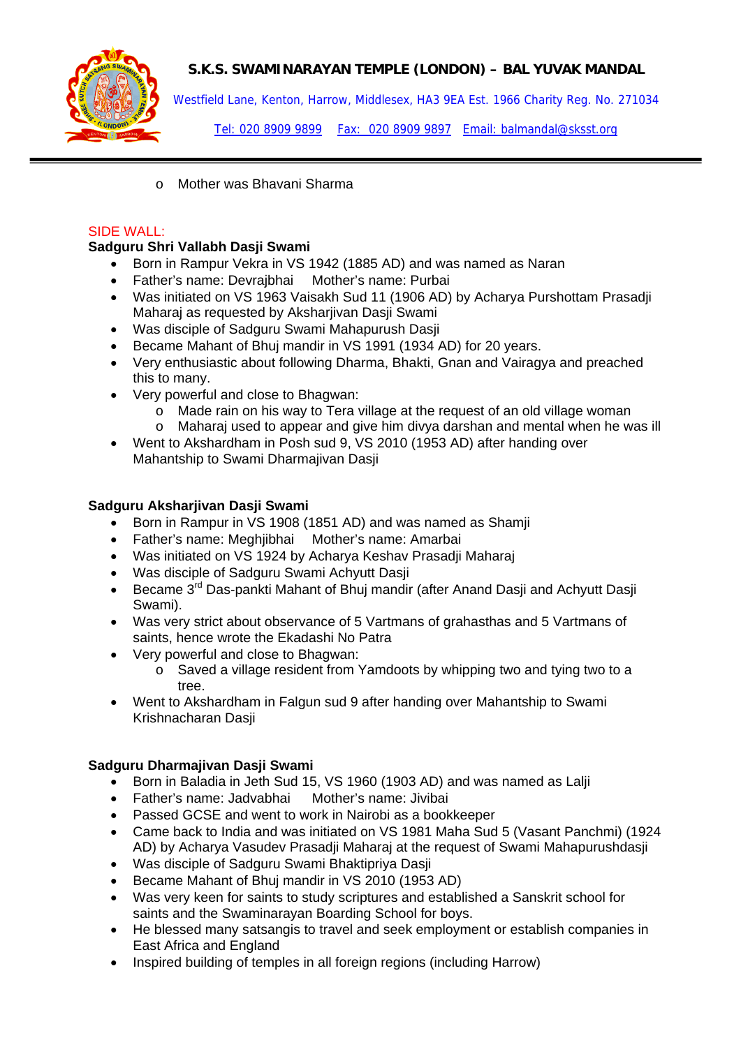- Mother was Bhavani Sharma

SIDE WALL:

**Sadguru Shri Vallabh Dasji Swami**

- Born in Rampur Vekra in VS 1942 (1885 AD) and was named as Naran
- Father's name: Devrajbhai  Mother's name: Purbai
- Was initiated on VS 1963 Vaisakh Sud 11 (1906 AD) by Acharya Purshottam Prasadji Maharaj as requested by Aksharjivan Dasji Swami
- Was disciple of Sadguru Swami Mahapurush Dasji
- Became Mahant of Bhuj mandir in VS 1991 (1934 AD) for 20 years.
- Very enthusiastic about following Dharma, Bhakti, Gnan and Vairagya and preached this to many.
- Very powerful and close to Bhagwan:
  - Made rain on his way to Tera village at the request of an old village woman
  - Maharaj used to appear and give him divya darshan and mental when he was ill
- Went to Akshardham in Posh sud 9, VS 2010 (1953 AD) after handing over Mahantship to Swami Dharmajivan Dasji

**Sadguru Aksharjivan Dasji Swami**

- Born in Rampur in VS 1908 (1851 AD) and was named as Shamji
- Father's name: Meghjibhai  Mother's name: Amarbai
- Was initiated on VS 1924 by Acharya Keshav Prasadji Maharaj
- Was disciple of Sadguru Swami Achyutt Dasji
- Became 3rd Das-pankti Mahant of Bhuj mandir (after Anand Dasji and Achyutt Dasji Swami).
- Was very strict about observance of 5 Vartmans of grahasthas and 5 Vartmans of saints, hence wrote the Ekadashi No Patra
- Very powerful and close to Bhagwan:
  - Saved a village resident from Yamdoots by whipping two and tying two to a tree.
- Went to Akshardham in Falgun sud 9 after handing over Mahantship to Swami Krishnacharan Dasji

**Sadguru Dharmajivan Dasji Swami**

- Born in Baladia in Jeth Sud 15, VS 1960 (1903 AD) and was named as Lalji
- Father's name: Jadvabhai  Mother's name: Jivibai
- Passed GCSE and went to work in Nairobi as a bookkeeper
- Came back to India and was initiated on VS 1981 Maha Sud 5 (Vasant Panchmi) (1924 AD) by Acharya Vasudev Prasadji Maharaj at the request of Swami Mahapurushdasji
- Was disciple of Sadguru Swami Bhaktipriya Dasji
- Became Mahant of Bhuj mandir in VS 2010 (1953 AD)
- Was very keen for saints to study scriptures and established a Sanskrit school for saints and the Swaminarayan Boarding School for boys.
- He blessed many satsangis to travel and seek employment or establish companies in East Africa and England
- Inspired building of temples in all foreign regions (including Harrow)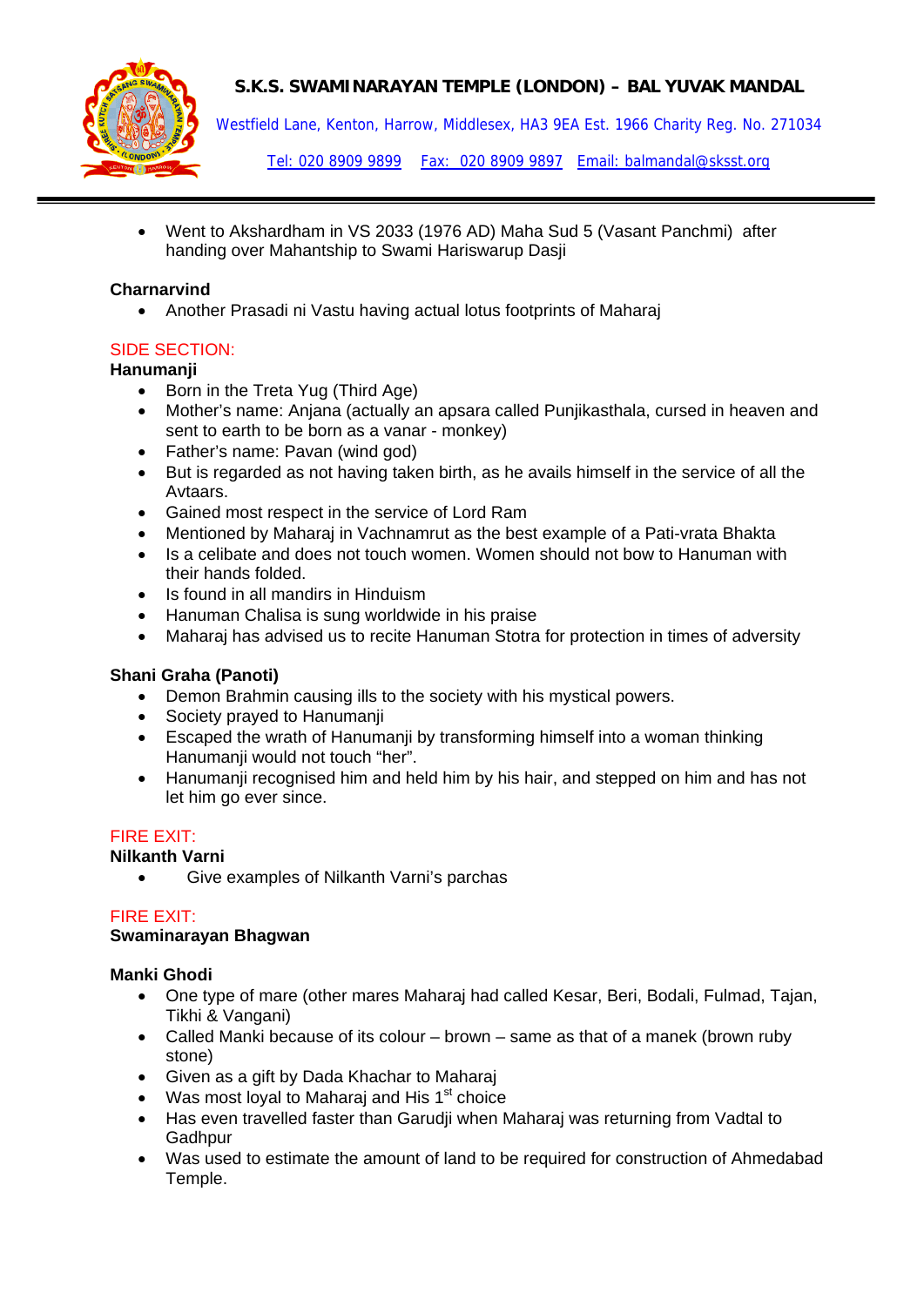- Went to Akshardham in VS 2033 (1976 AD) Maha Sud 5 (Vasant Panchmi) after handing over Mahantship to Swami Hariswarup Dasji

**Charnarvind**

- Another Prasadi ni Vastu having actual lotus footprints of Maharaj

SIDE SECTION:

**Hanumanji**

- Born in the Treta Yug (Third Age)
- Mother's name: Anjana (actually an apsara called Punjikasthala, cursed in heaven and sent to earth to be born as a vanar - monkey)
- Father's name: Pavan (wind god)
- But is regarded as not having taken birth, as he avails himself in the service of all the Avtaars.
- Gained most respect in the service of Lord Ram
- Mentioned by Maharaj in Vachnamrut as the best example of a Pati-vrata Bhakta
- Is a celibate and does not touch women. Women should not bow to Hanuman with their hands folded.
- Is found in all mandirs in Hinduism
- Hanuman Chalisa is sung worldwide in his praise
- Maharaj has advised us to recite Hanuman Stotra for protection in times of adversity

**Shani Graha (Panoti)**

- Demon Brahmin causing ills to the society with his mystical powers.
- Society prayed to Hanumanji
- Escaped the wrath of Hanumanji by transforming himself into a woman thinking Hanumanji would not touch "her".
- Hanumanji recognised him and held him by his hair, and stepped on him and has not let him go ever since.

FIRE EXIT:

**Nilkanth Varni**

- Give examples of Nilkanth Varni's parchas

FIRE EXIT:

**Swaminarayan Bhagwan**

**Manki Ghodi**

- One type of mare (other mares Maharaj had called Kesar, Beri, Bodali, Fulmad, Tajan, Tikhi & Vangani)
- Called Manki because of its colour – brown – same as that of a manek (brown ruby stone)
- Given as a gift by Dada Khachar to Maharaj
- Was most loyal to Maharaj and His 1st choice
- Has even travelled faster than Garudji when Maharaj was returning from Vadtal to Gadhpur
- Was used to estimate the amount of land to be required for construction of Ahmedabad Temple.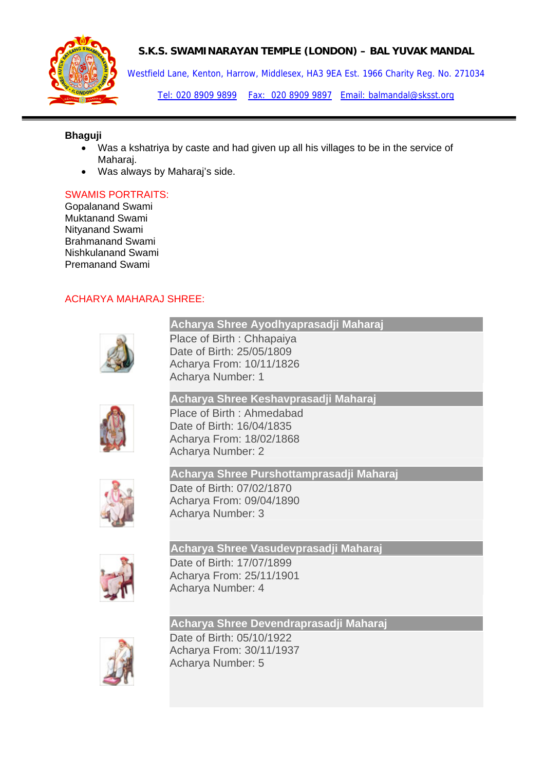**Bhaguji**

- Was a kshatriya by caste and had given up all his villages to be in the service of Maharaj.
- Was always by Maharaj's side.

SWAMIS PORTRAITS:

Gopalanand Swami
Muktanand Swami
Nityanand Swami
Brahmanand Swami
Nishkulanand Swami
Premanand Swami

ACHARYA MAHARAJ SHREE:

**Acharya Shree Ayodhyaprasadji Maharaj**

Place of Birth : Chhapaiya
Date of Birth: 25/05/1809
Acharya From: 10/11/1826
Acharya Number: 1

**Acharya Shree Keshavprasadji Maharaj**

Place of Birth : Ahmedabad
Date of Birth: 16/04/1835
Acharya From: 18/02/1868
Acharya Number: 2

**Acharya Shree Purshottamprasadji Maharaj**

Date of Birth: 07/02/1870
Acharya From: 09/04/1890
Acharya Number: 3

**Acharya Shree Vasudevprasadji Maharaj**

Date of Birth: 17/07/1899
Acharya From: 25/11/1901
Acharya Number: 4

**Acharya Shree Devendraprasadji Maharaj**

Date of Birth: 05/10/1922
Acharya From: 30/11/1937
Acharya Number: 5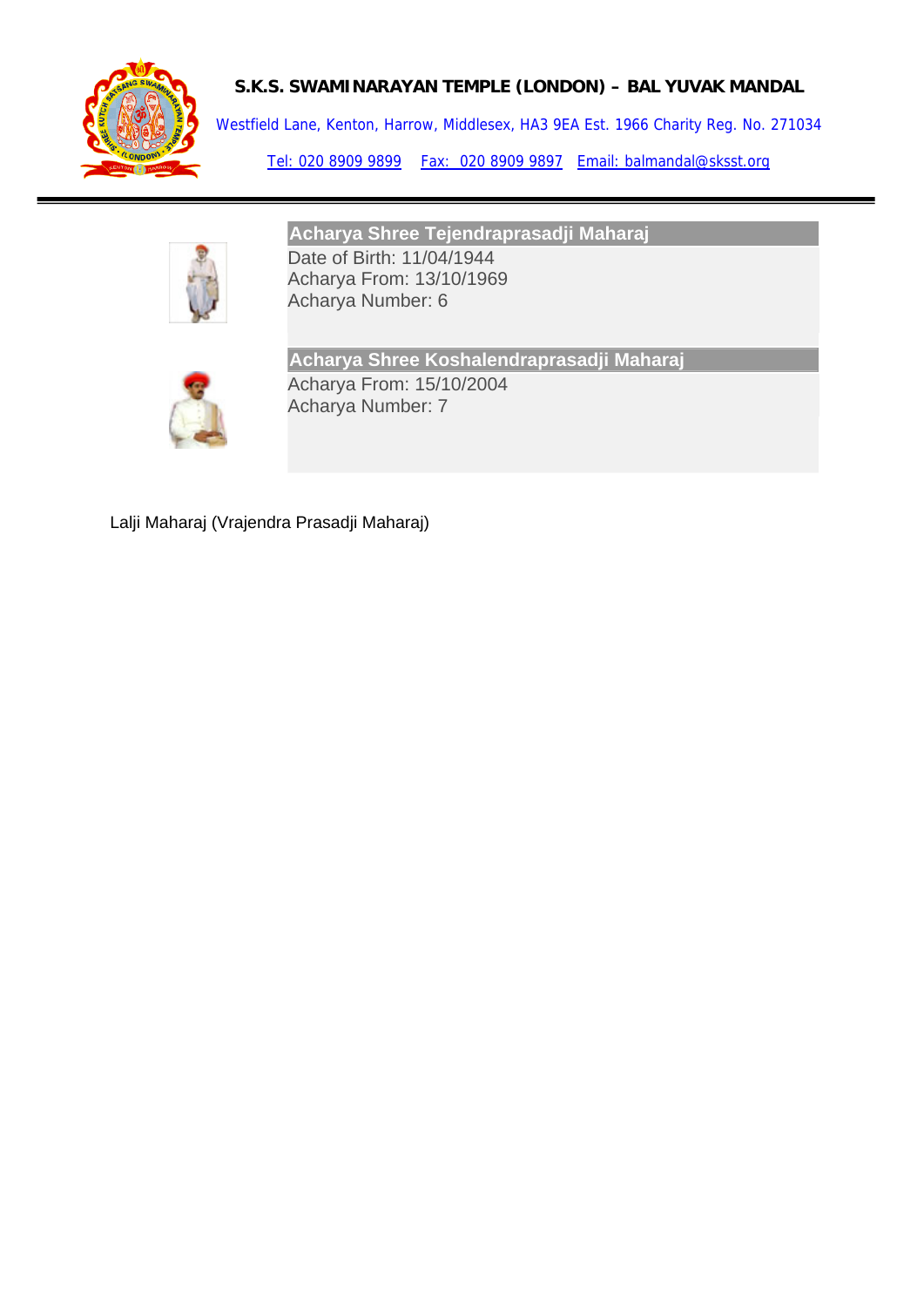**S.K.S. SWAMINARAYAN TEMPLE (LONDON) – BAL YUVAK MANDAL**

Westfield Lane, Kenton, Harrow, Middlesex, HA3 9EA Est. 1966 Charity Reg. No. 271034

Tel: 020 8909 9899 Fax: 020 8909 9897 Email: balmandal@sksst.org

---

### Acharya Shree Tejendraprasadji Maharaj

Date of Birth: 11/04/1944
Acharya From: 13/10/1969
Acharya Number: 6

### Acharya Shree Koshalendraprasadji Maharaj

Acharya From: 15/10/2004
Acharya Number: 7

Lalji Maharaj (Vrajendra Prasadji Maharaj)